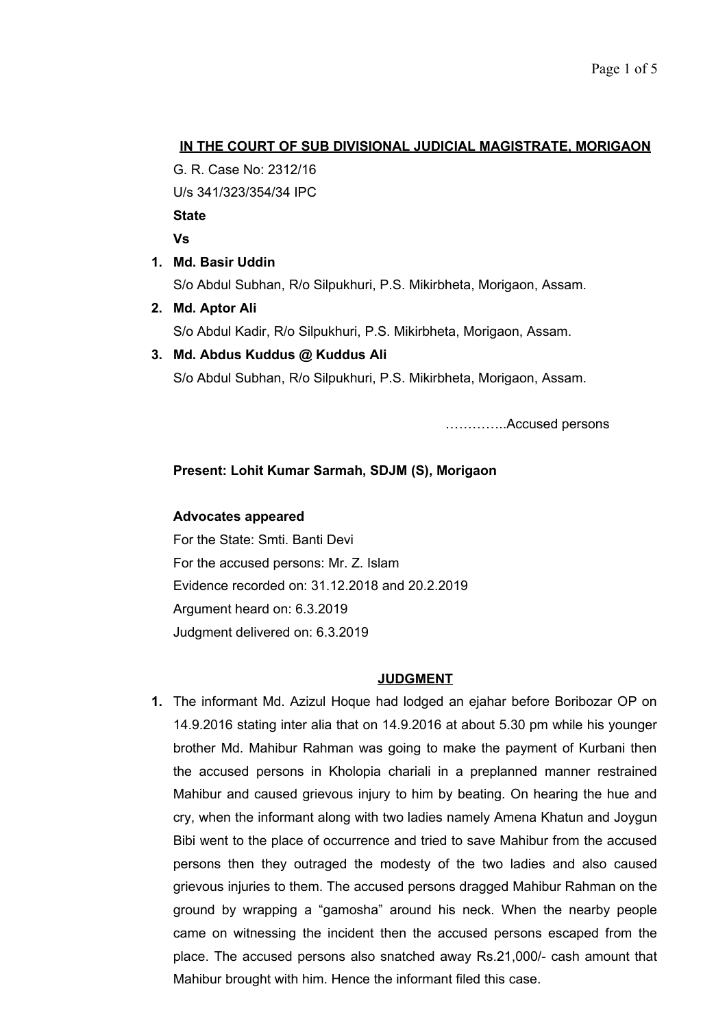**IN THE COURT OF SUB DIVISIONAL JUDICIAL MAGISTRATE, MORIGAON**

G. R. Case No: 2312/16

U/s 341/323/354/34 IPC

**State**

**Vs**

1. **Md. Basir Uddin**
   S/o Abdul Subhan, R/o Silpukhuri, P.S. Mikirbheta, Morigaon, Assam.
2. **Md. Aptor Ali**
   S/o Abdul Kadir, R/o Silpukhuri, P.S. Mikirbheta, Morigaon, Assam.
3. **Md. Abdus Kuddus @ Kuddus Ali**
   S/o Abdul Subhan, R/o Silpukhuri, P.S. Mikirbheta, Morigaon, Assam.

…………..Accused persons

**Present: Lohit Kumar Sarmah, SDJM (S), Morigaon**

**Advocates appeared**

For the State: Smti. Banti Devi

For the accused persons: Mr. Z. Islam

Evidence recorded on: 31.12.2018 and 20.2.2019

Argument heard on: 6.3.2019

Judgment delivered on: 6.3.2019

**JUDGMENT**

1. The informant Md. Azizul Hoque had lodged an ejahar before Boribozar OP on 14.9.2016 stating inter alia that on 14.9.2016 at about 5.30 pm while his younger brother Md. Mahibur Rahman was going to make the payment of Kurbani then the accused persons in Kholopia chariali in a preplanned manner restrained Mahibur and caused grievous injury to him by beating. On hearing the hue and cry, when the informant along with two ladies namely Amena Khatun and Joygun Bibi went to the place of occurrence and tried to save Mahibur from the accused persons then they outraged the modesty of the two ladies and also caused grievous injuries to them. The accused persons dragged Mahibur Rahman on the ground by wrapping a "gamosha" around his neck. When the nearby people came on witnessing the incident then the accused persons escaped from the place. The accused persons also snatched away Rs.21,000/- cash amount that Mahibur brought with him. Hence the informant filed this case.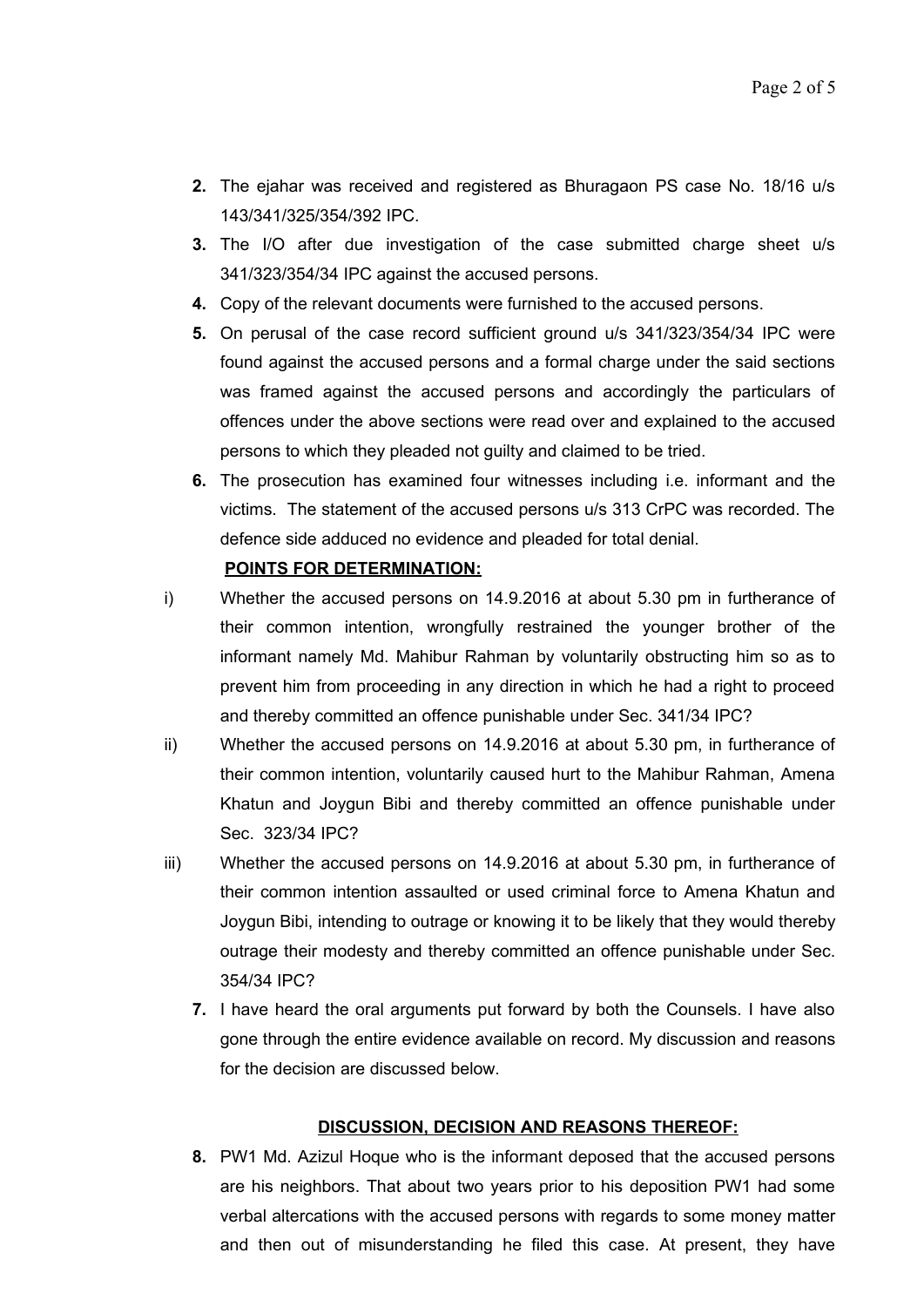2. The ejahar was received and registered as Bhuragaon PS case No. 18/16 u/s 143/341/325/354/392 IPC.
3. The I/O after due investigation of the case submitted charge sheet u/s 341/323/354/34 IPC against the accused persons.
4. Copy of the relevant documents were furnished to the accused persons.
5. On perusal of the case record sufficient ground u/s 341/323/354/34 IPC were found against the accused persons and a formal charge under the said sections was framed against the accused persons and accordingly the particulars of offences under the above sections were read over and explained to the accused persons to which they pleaded not guilty and claimed to be tried.
6. The prosecution has examined four witnesses including i.e. informant and the victims. The statement of the accused persons u/s 313 CrPC was recorded. The defence side adduced no evidence and pleaded for total denial.

**POINTS FOR DETERMINATION:**

i) Whether the accused persons on 14.9.2016 at about 5.30 pm in furtherance of their common intention, wrongfully restrained the younger brother of the informant namely Md. Mahibur Rahman by voluntarily obstructing him so as to prevent him from proceeding in any direction in which he had a right to proceed and thereby committed an offence punishable under Sec. 341/34 IPC?

ii) Whether the accused persons on 14.9.2016 at about 5.30 pm, in furtherance of their common intention, voluntarily caused hurt to the Mahibur Rahman, Amena Khatun and Joygun Bibi and thereby committed an offence punishable under Sec. 323/34 IPC?

iii) Whether the accused persons on 14.9.2016 at about 5.30 pm, in furtherance of their common intention assaulted or used criminal force to Amena Khatun and Joygun Bibi, intending to outrage or knowing it to be likely that they would thereby outrage their modesty and thereby committed an offence punishable under Sec. 354/34 IPC?

7. I have heard the oral arguments put forward by both the Counsels. I have also gone through the entire evidence available on record. My discussion and reasons for the decision are discussed below.

**DISCUSSION, DECISION AND REASONS THEREOF:**

8. PW1 Md. Azizul Hoque who is the informant deposed that the accused persons are his neighbors. That about two years prior to his deposition PW1 had some verbal altercations with the accused persons with regards to some money matter and then out of misunderstanding he filed this case. At present, they have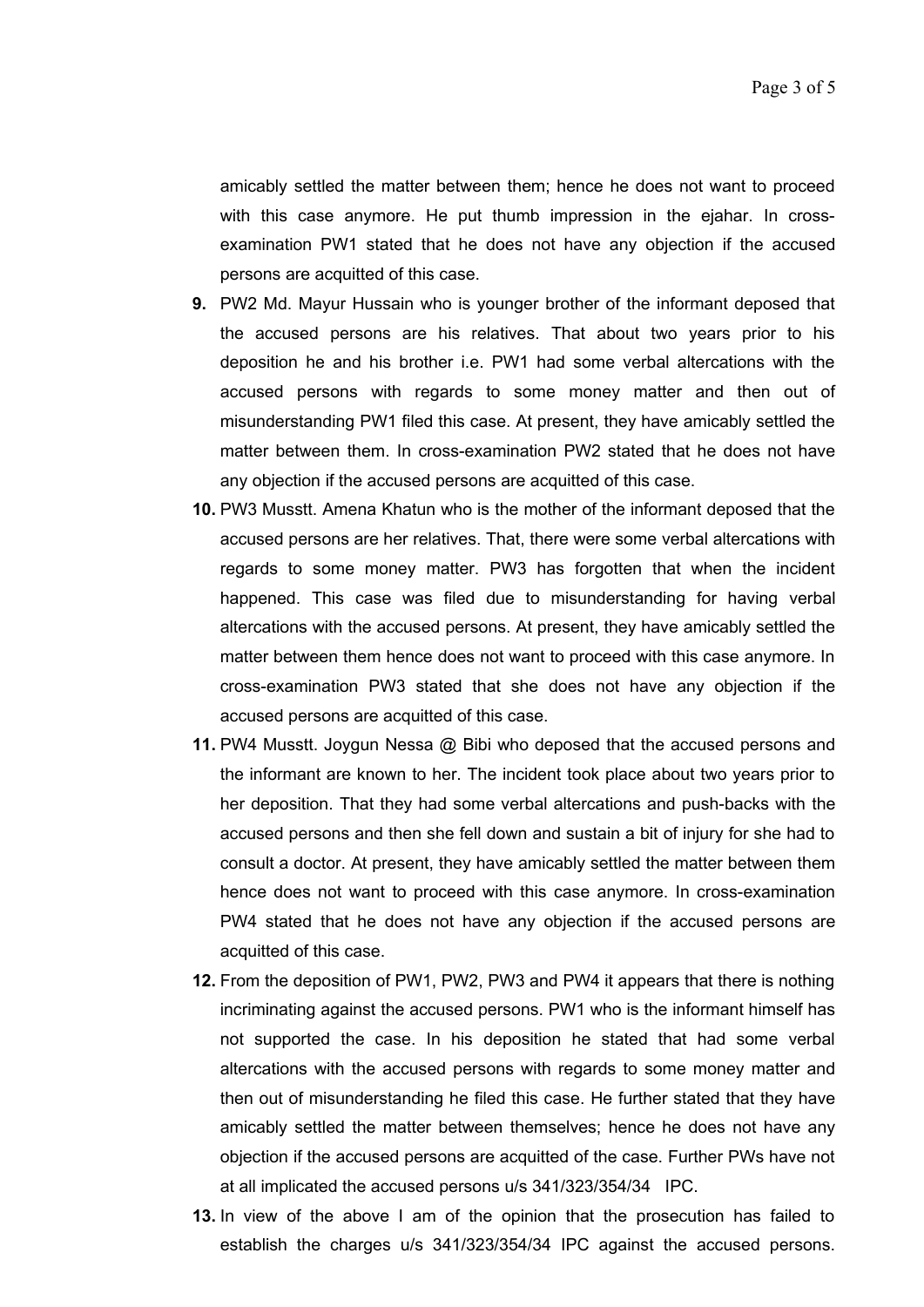amicably settled the matter between them; hence he does not want to proceed with this case anymore. He put thumb impression in the ejahar. In cross-examination PW1 stated that he does not have any objection if the accused persons are acquitted of this case.

**9.** PW2 Md. Mayur Hussain who is younger brother of the informant deposed that the accused persons are his relatives. That about two years prior to his deposition he and his brother i.e. PW1 had some verbal altercations with the accused persons with regards to some money matter and then out of misunderstanding PW1 filed this case. At present, they have amicably settled the matter between them. In cross-examination PW2 stated that he does not have any objection if the accused persons are acquitted of this case.

**10.** PW3 Musstt. Amena Khatun who is the mother of the informant deposed that the accused persons are her relatives. That, there were some verbal altercations with regards to some money matter. PW3 has forgotten that when the incident happened. This case was filed due to misunderstanding for having verbal altercations with the accused persons. At present, they have amicably settled the matter between them hence does not want to proceed with this case anymore. In cross-examination PW3 stated that she does not have any objection if the accused persons are acquitted of this case.

**11.** PW4 Musstt. Joygun Nessa @ Bibi who deposed that the accused persons and the informant are known to her. The incident took place about two years prior to her deposition. That they had some verbal altercations and push-backs with the accused persons and then she fell down and sustain a bit of injury for she had to consult a doctor. At present, they have amicably settled the matter between them hence does not want to proceed with this case anymore. In cross-examination PW4 stated that he does not have any objection if the accused persons are acquitted of this case.

**12.** From the deposition of PW1, PW2, PW3 and PW4 it appears that there is nothing incriminating against the accused persons. PW1 who is the informant himself has not supported the case. In his deposition he stated that had some verbal altercations with the accused persons with regards to some money matter and then out of misunderstanding he filed this case. He further stated that they have amicably settled the matter between themselves; hence he does not have any objection if the accused persons are acquitted of the case. Further PWs have not at all implicated the accused persons u/s 341/323/354/34 IPC.

**13.** In view of the above I am of the opinion that the prosecution has failed to establish the charges u/s 341/323/354/34 IPC against the accused persons.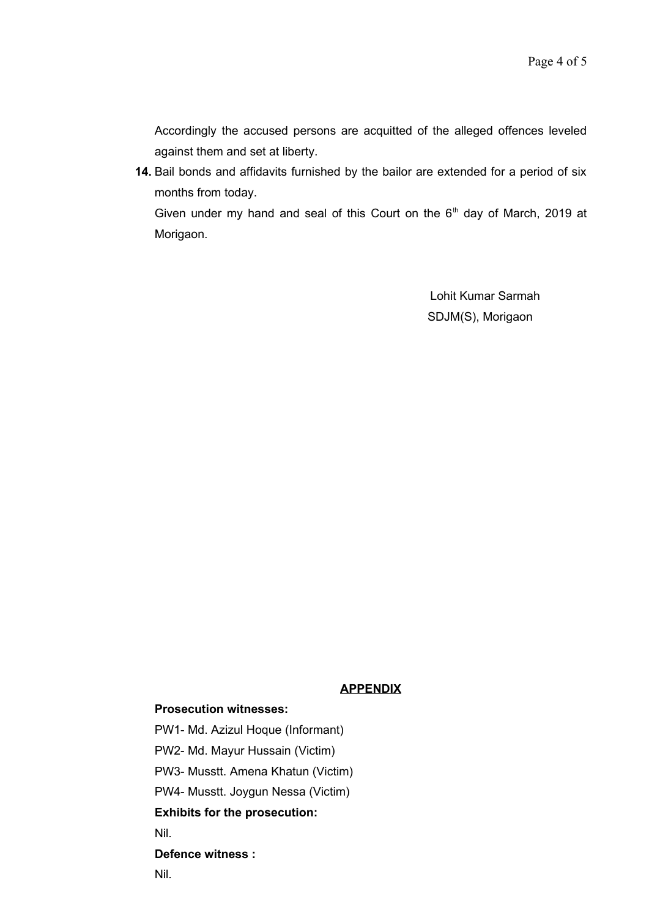Accordingly the accused persons are acquitted of the alleged offences leveled against them and set at liberty.

**14.** Bail bonds and affidavits furnished by the bailor are extended for a period of six months from today.

Given under my hand and seal of this Court on the 6th day of March, 2019 at Morigaon.

Lohit Kumar Sarmah
SDJM(S), Morigaon

**APPENDIX**

**Prosecution witnesses:**

PW1- Md. Azizul Hoque (Informant)

PW2- Md. Mayur Hussain (Victim)

PW3- Musstt. Amena Khatun (Victim)

PW4- Musstt. Joygun Nessa (Victim)

**Exhibits for the prosecution:**

Nil.

**Defence witness :**

Nil.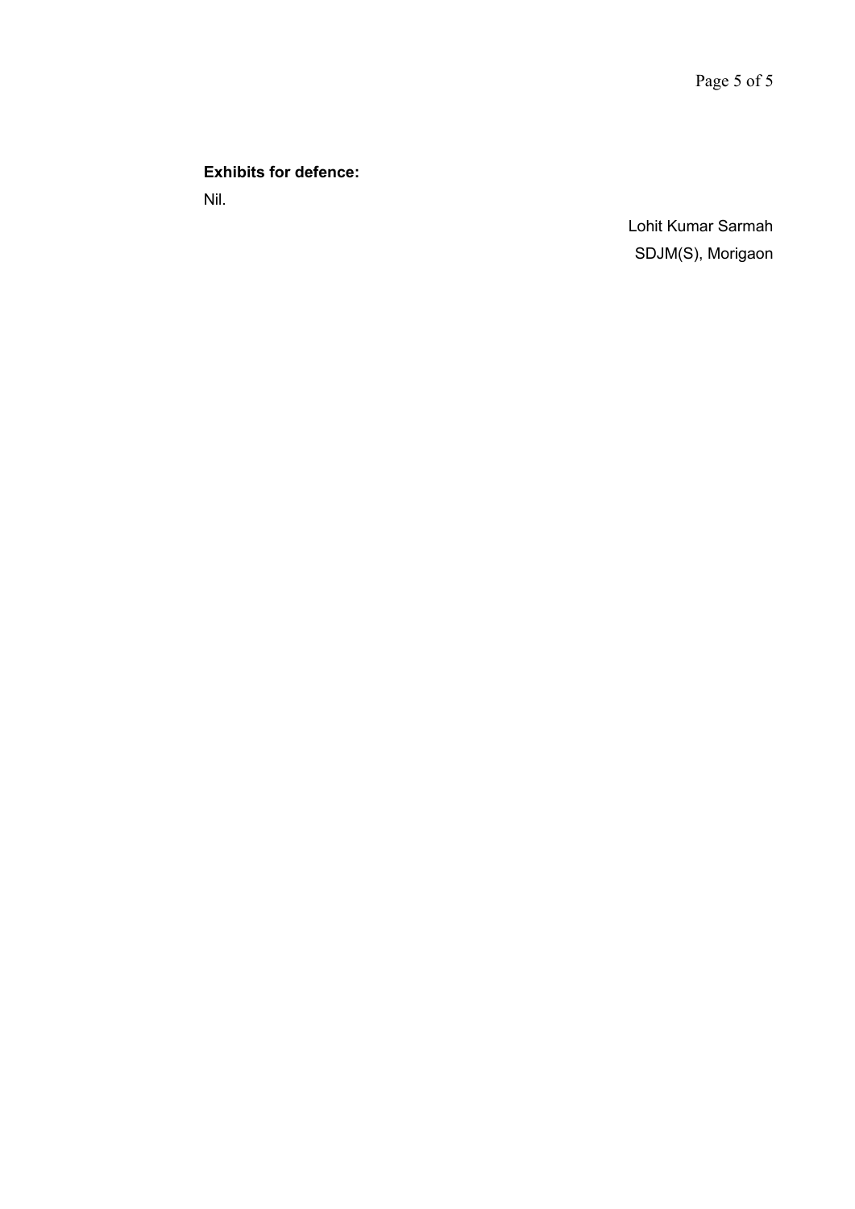**Exhibits for defence:**

Nil.

Lohit Kumar Sarmah

SDJM(S), Morigaon